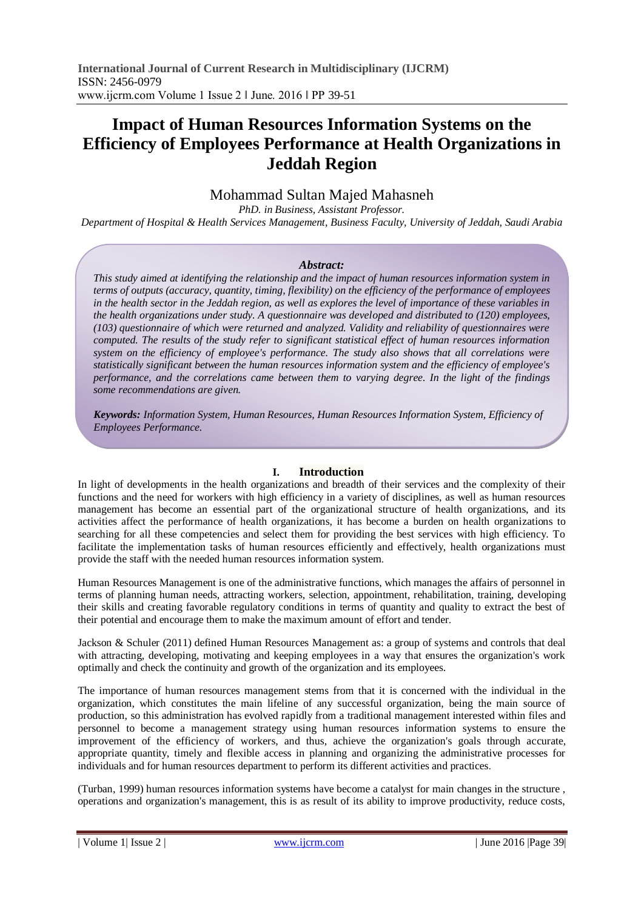# Impact of Human Resources Information Systems on the Efficiency of Employees Performance at Health Organizations in Jeddah Region

Mohammad Sultan Majed Mahasneh

*PhD. in Business, Assistant Professor.*

*Department of Hospital & Health Services Management, Business Faculty, University of Jeddah, Saudi Arabia*

***Abstract:***

*This study aimed at identifying the relationship and the impact of human resources information system in terms of outputs (accuracy, quantity, timing, flexibility) on the efficiency of the performance of employees in the health sector in the Jeddah region, as well as explores the level of importance of these variables in the health organizations under study. A questionnaire was developed and distributed to (120) employees, (103) questionnaire of which were returned and analyzed. Validity and reliability of questionnaires were computed. The results of the study refer to significant statistical effect of human resources information system on the efficiency of employee's performance. The study also shows that all correlations were statistically significant between the human resources information system and the efficiency of employee's performance, and the correlations came between them to varying degree. In the light of the findings some recommendations are given.*

***Keywords:*** *Information System, Human Resources, Human Resources Information System, Efficiency of Employees Performance.*

## I. Introduction

In light of developments in the health organizations and breadth of their services and the complexity of their functions and the need for workers with high efficiency in a variety of disciplines, as well as human resources management has become an essential part of the organizational structure of health organizations, and its activities affect the performance of health organizations, it has become a burden on health organizations to searching for all these competencies and select them for providing the best services with high efficiency. To facilitate the implementation tasks of human resources efficiently and effectively, health organizations must provide the staff with the needed human resources information system.

Human Resources Management is one of the administrative functions, which manages the affairs of personnel in terms of planning human needs, attracting workers, selection, appointment, rehabilitation, training, developing their skills and creating favorable regulatory conditions in terms of quantity and quality to extract the best of their potential and encourage them to make the maximum amount of effort and tender.

Jackson & Schuler (2011) defined Human Resources Management as: a group of systems and controls that deal with attracting, developing, motivating and keeping employees in a way that ensures the organization's work optimally and check the continuity and growth of the organization and its employees.

The importance of human resources management stems from that it is concerned with the individual in the organization, which constitutes the main lifeline of any successful organization, being the main source of production, so this administration has evolved rapidly from a traditional management interested within files and personnel to become a management strategy using human resources information systems to ensure the improvement of the efficiency of workers, and thus, achieve the organization's goals through accurate, appropriate quantity, timely and flexible access in planning and organizing the administrative processes for individuals and for human resources department to perform its different activities and practices.

(Turban, 1999) human resources information systems have become a catalyst for main changes in the structure , operations and organization's management, this is as result of its ability to improve productivity, reduce costs,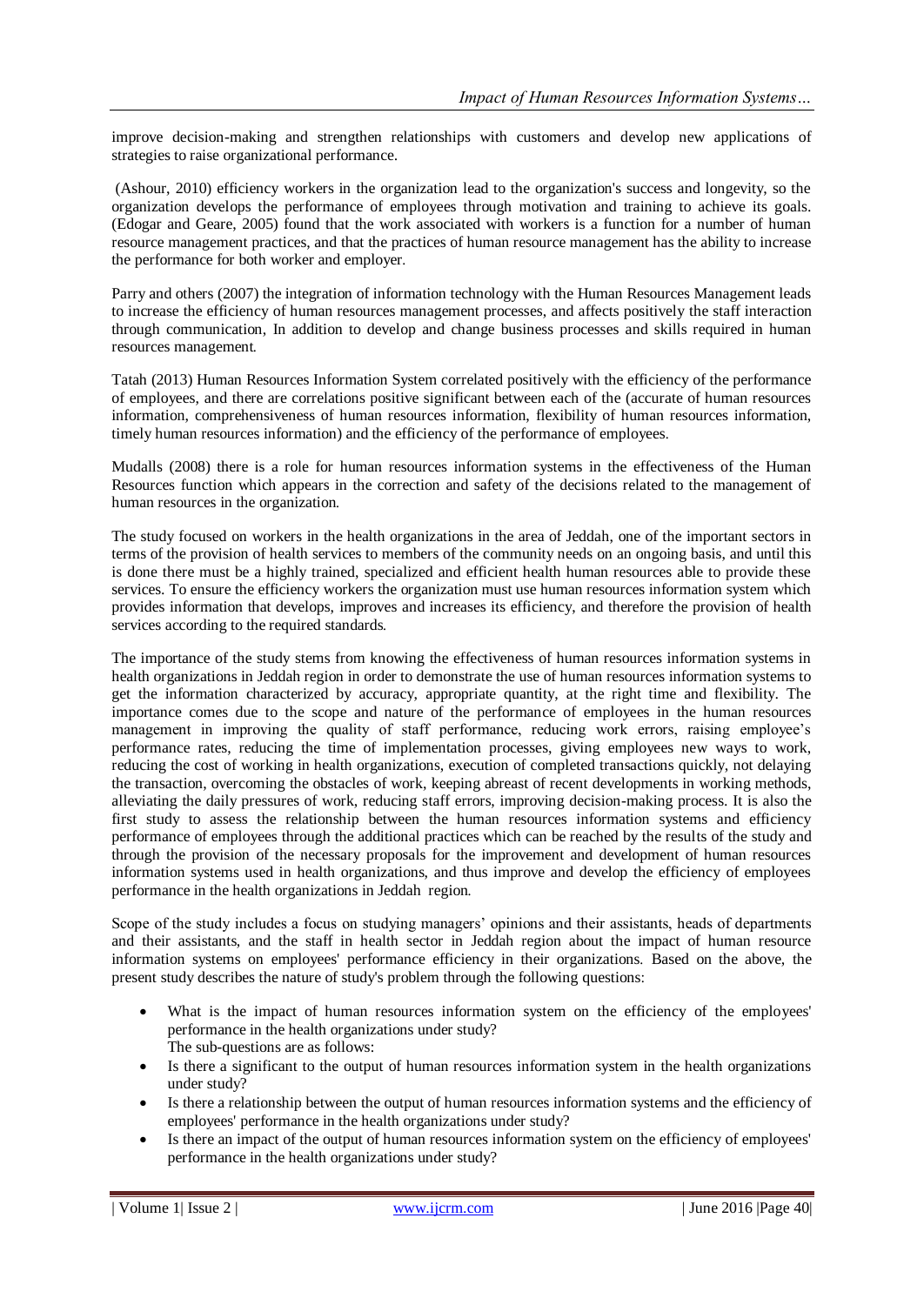improve decision-making and strengthen relationships with customers and develop new applications of strategies to raise organizational performance.

(Ashour, 2010) efficiency workers in the organization lead to the organization's success and longevity, so the organization develops the performance of employees through motivation and training to achieve its goals. (Edogar and Geare, 2005) found that the work associated with workers is a function for a number of human resource management practices, and that the practices of human resource management has the ability to increase the performance for both worker and employer.

Parry and others (2007) the integration of information technology with the Human Resources Management leads to increase the efficiency of human resources management processes, and affects positively the staff interaction through communication, In addition to develop and change business processes and skills required in human resources management.

Tatah (2013) Human Resources Information System correlated positively with the efficiency of the performance of employees, and there are correlations positive significant between each of the (accurate of human resources information, comprehensiveness of human resources information, flexibility of human resources information, timely human resources information) and the efficiency of the performance of employees.

Mudalls (2008) there is a role for human resources information systems in the effectiveness of the Human Resources function which appears in the correction and safety of the decisions related to the management of human resources in the organization.

The study focused on workers in the health organizations in the area of Jeddah, one of the important sectors in terms of the provision of health services to members of the community needs on an ongoing basis, and until this is done there must be a highly trained, specialized and efficient health human resources able to provide these services. To ensure the efficiency workers the organization must use human resources information system which provides information that develops, improves and increases its efficiency, and therefore the provision of health services according to the required standards.

The importance of the study stems from knowing the effectiveness of human resources information systems in health organizations in Jeddah region in order to demonstrate the use of human resources information systems to get the information characterized by accuracy, appropriate quantity, at the right time and flexibility. The importance comes due to the scope and nature of the performance of employees in the human resources management in improving the quality of staff performance, reducing work errors, raising employee's performance rates, reducing the time of implementation processes, giving employees new ways to work, reducing the cost of working in health organizations, execution of completed transactions quickly, not delaying the transaction, overcoming the obstacles of work, keeping abreast of recent developments in working methods, alleviating the daily pressures of work, reducing staff errors, improving decision-making process. It is also the first study to assess the relationship between the human resources information systems and efficiency performance of employees through the additional practices which can be reached by the results of the study and through the provision of the necessary proposals for the improvement and development of human resources information systems used in health organizations, and thus improve and develop the efficiency of employees performance in the health organizations in Jeddah region.

Scope of the study includes a focus on studying managers' opinions and their assistants, heads of departments and their assistants, and the staff in health sector in Jeddah region about the impact of human resource information systems on employees' performance efficiency in their organizations. Based on the above, the present study describes the nature of study's problem through the following questions:

- What is the impact of human resources information system on the efficiency of the employees' performance in the health organizations under study?
  The sub-questions are as follows:
- Is there a significant to the output of human resources information system in the health organizations under study?
- Is there a relationship between the output of human resources information systems and the efficiency of employees' performance in the health organizations under study?
- Is there an impact of the output of human resources information system on the efficiency of employees' performance in the health organizations under study?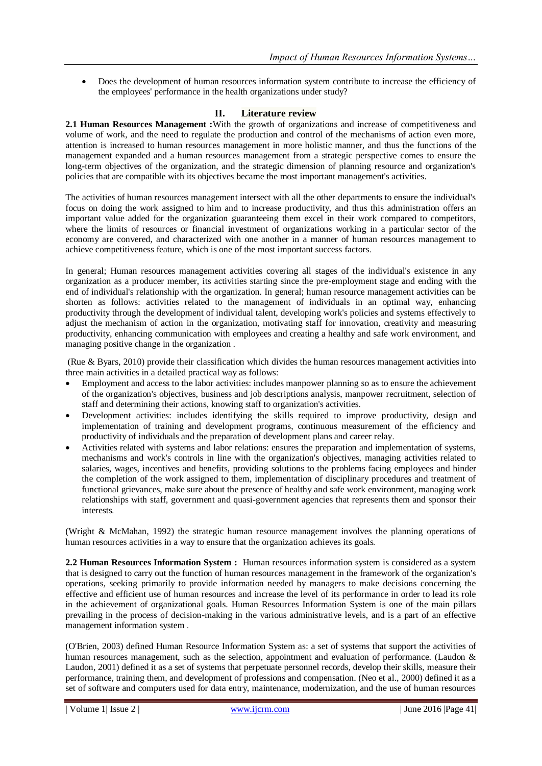- Does the development of human resources information system contribute to increase the efficiency of the employees' performance in the health organizations under study?

## II. Literature review

**2.1 Human Resources Management :** With the growth of organizations and increase of competitiveness and volume of work, and the need to regulate the production and control of the mechanisms of action even more, attention is increased to human resources management in more holistic manner, and thus the functions of the management expanded and a human resources management from a strategic perspective comes to ensure the long-term objectives of the organization, and the strategic dimension of planning resource and organization's policies that are compatible with its objectives became the most important management's activities.

The activities of human resources management intersect with all the other departments to ensure the individual's focus on doing the work assigned to him and to increase productivity, and thus this administration offers an important value added for the organization guaranteeing them excel in their work compared to competitors, where the limits of resources or financial investment of organizations working in a particular sector of the economy are convered, and characterized with one another in a manner of human resources management to achieve competitiveness feature, which is one of the most important success factors.

In general; Human resources management activities covering all stages of the individual's existence in any organization as a producer member, its activities starting since the pre-employment stage and ending with the end of individual's relationship with the organization. In general; human resource management activities can be shorten as follows: activities related to the management of individuals in an optimal way, enhancing productivity through the development of individual talent, developing work's policies and systems effectively to adjust the mechanism of action in the organization, motivating staff for innovation, creativity and measuring productivity, enhancing communication with employees and creating a healthy and safe work environment, and managing positive change in the organization .

(Rue & Byars, 2010) provide their classification which divides the human resources management activities into three main activities in a detailed practical way as follows:

- Employment and access to the labor activities: includes manpower planning so as to ensure the achievement of the organization's objectives, business and job descriptions analysis, manpower recruitment, selection of staff and determining their actions, knowing staff to organization's activities.
- Development activities: includes identifying the skills required to improve productivity, design and implementation of training and development programs, continuous measurement of the efficiency and productivity of individuals and the preparation of development plans and career relay.
- Activities related with systems and labor relations: ensures the preparation and implementation of systems, mechanisms and work's controls in line with the organization's objectives, managing activities related to salaries, wages, incentives and benefits, providing solutions to the problems facing employees and hinder the completion of the work assigned to them, implementation of disciplinary procedures and treatment of functional grievances, make sure about the presence of healthy and safe work environment, managing work relationships with staff, government and quasi-government agencies that represents them and sponsor their interests.

(Wright & McMahan, 1992) the strategic human resource management involves the planning operations of human resources activities in a way to ensure that the organization achieves its goals.

**2.2 Human Resources Information System :** Human resources information system is considered as a system that is designed to carry out the function of human resources management in the framework of the organization's operations, seeking primarily to provide information needed by managers to make decisions concerning the effective and efficient use of human resources and increase the level of its performance in order to lead its role in the achievement of organizational goals. Human Resources Information System is one of the main pillars prevailing in the process of decision-making in the various administrative levels, and is a part of an effective management information system .

(O'Brien, 2003) defined Human Resource Information System as: a set of systems that support the activities of human resources management, such as the selection, appointment and evaluation of performance. (Laudon & Laudon, 2001) defined it as a set of systems that perpetuate personnel records, develop their skills, measure their performance, training them, and development of professions and compensation. (Neo et al., 2000) defined it as a set of software and computers used for data entry, maintenance, modernization, and the use of human resources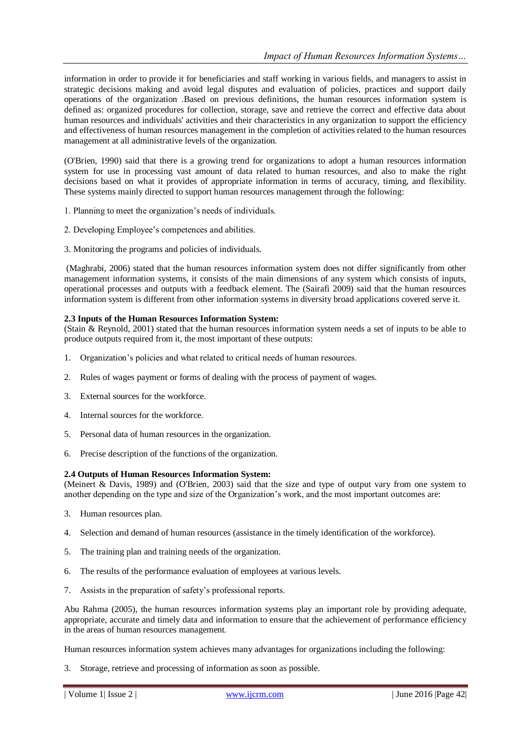information in order to provide it for beneficiaries and staff working in various fields, and managers to assist in strategic decisions making and avoid legal disputes and evaluation of policies, practices and support daily operations of the organization .Based on previous definitions, the human resources information system is defined as: organized procedures for collection, storage, save and retrieve the correct and effective data about human resources and individuals' activities and their characteristics in any organization to support the efficiency and effectiveness of human resources management in the completion of activities related to the human resources management at all administrative levels of the organization.

(O'Brien, 1990) said that there is a growing trend for organizations to adopt a human resources information system for use in processing vast amount of data related to human resources, and also to make the right decisions based on what it provides of appropriate information in terms of accuracy, timing, and flexibility. These systems mainly directed to support human resources management through the following:

1. Planning to meet the organization's needs of individuals.
2. Developing Employee's competences and abilities.
3. Monitoring the programs and policies of individuals.

(Maghrabi, 2006) stated that the human resources information system does not differ significantly from other management information systems, it consists of the main dimensions of any system which consists of inputs, operational processes and outputs with a feedback element. The (Sairafi 2009) said that the human resources information system is different from other information systems in diversity broad applications covered serve it.

**2.3 Inputs of the Human Resources Information System:**
(Stain & Reynold, 2001) stated that the human resources information system needs a set of inputs to be able to produce outputs required from it, the most important of these outputs:

1. Organization's policies and what related to critical needs of human resources.
2. Rules of wages payment or forms of dealing with the process of payment of wages.
3. External sources for the workforce.
4. Internal sources for the workforce.
5. Personal data of human resources in the organization.
6. Precise description of the functions of the organization.

**2.4 Outputs of Human Resources Information System:**
(Meinert & Davis, 1989) and (O'Brien, 2003) said that the size and type of output vary from one system to another depending on the type and size of the Organization's work, and the most important outcomes are:

3. Human resources plan.
4. Selection and demand of human resources (assistance in the timely identification of the workforce).
5. The training plan and training needs of the organization.
6. The results of the performance evaluation of employees at various levels.
7. Assists in the preparation of safety's professional reports.

Abu Rahma (2005), the human resources information systems play an important role by providing adequate, appropriate, accurate and timely data and information to ensure that the achievement of performance efficiency in the areas of human resources management.

Human resources information system achieves many advantages for organizations including the following:

3. Storage, retrieve and processing of information as soon as possible.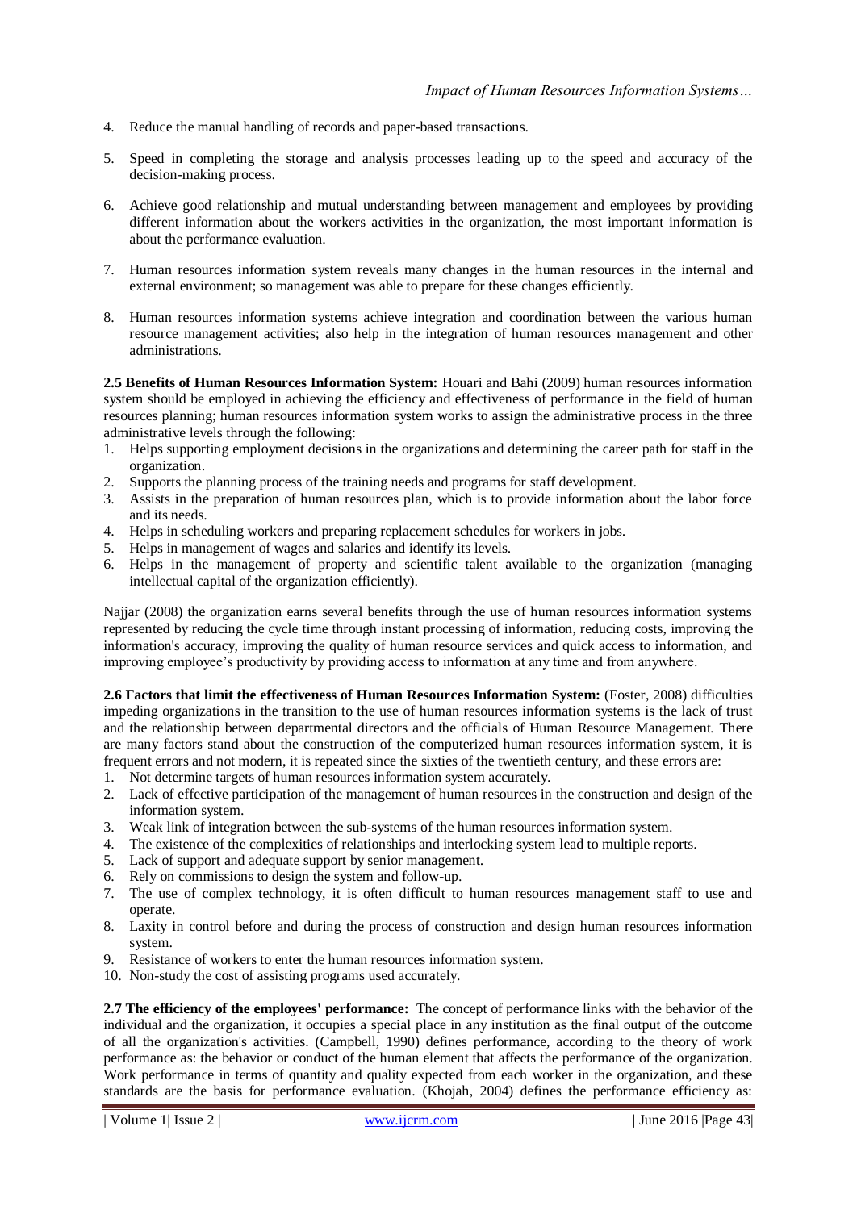4. Reduce the manual handling of records and paper-based transactions.

5. Speed in completing the storage and analysis processes leading up to the speed and accuracy of the decision-making process.

6. Achieve good relationship and mutual understanding between management and employees by providing different information about the workers activities in the organization, the most important information is about the performance evaluation.

7. Human resources information system reveals many changes in the human resources in the internal and external environment; so management was able to prepare for these changes efficiently.

8. Human resources information systems achieve integration and coordination between the various human resource management activities; also help in the integration of human resources management and other administrations.

**2.5 Benefits of Human Resources Information System:** Houari and Bahi (2009) human resources information system should be employed in achieving the efficiency and effectiveness of performance in the field of human resources planning; human resources information system works to assign the administrative process in the three administrative levels through the following:

1. Helps supporting employment decisions in the organizations and determining the career path for staff in the organization.
2. Supports the planning process of the training needs and programs for staff development.
3. Assists in the preparation of human resources plan, which is to provide information about the labor force and its needs.
4. Helps in scheduling workers and preparing replacement schedules for workers in jobs.
5. Helps in management of wages and salaries and identify its levels.
6. Helps in the management of property and scientific talent available to the organization (managing intellectual capital of the organization efficiently).

Najjar (2008) the organization earns several benefits through the use of human resources information systems represented by reducing the cycle time through instant processing of information, reducing costs, improving the information's accuracy, improving the quality of human resource services and quick access to information, and improving employee's productivity by providing access to information at any time and from anywhere.

**2.6 Factors that limit the effectiveness of Human Resources Information System:** (Foster, 2008) difficulties impeding organizations in the transition to the use of human resources information systems is the lack of trust and the relationship between departmental directors and the officials of Human Resource Management. There are many factors stand about the construction of the computerized human resources information system, it is frequent errors and not modern, it is repeated since the sixties of the twentieth century, and these errors are:

1. Not determine targets of human resources information system accurately.
2. Lack of effective participation of the management of human resources in the construction and design of the information system.
3. Weak link of integration between the sub-systems of the human resources information system.
4. The existence of the complexities of relationships and interlocking system lead to multiple reports.
5. Lack of support and adequate support by senior management.
6. Rely on commissions to design the system and follow-up.
7. The use of complex technology, it is often difficult to human resources management staff to use and operate.
8. Laxity in control before and during the process of construction and design human resources information system.
9. Resistance of workers to enter the human resources information system.
10. Non-study the cost of assisting programs used accurately.

**2.7 The efficiency of the employees' performance:** The concept of performance links with the behavior of the individual and the organization, it occupies a special place in any institution as the final output of the outcome of all the organization's activities. (Campbell, 1990) defines performance, according to the theory of work performance as: the behavior or conduct of the human element that affects the performance of the organization. Work performance in terms of quantity and quality expected from each worker in the organization, and these standards are the basis for performance evaluation. (Khojah, 2004) defines the performance efficiency as: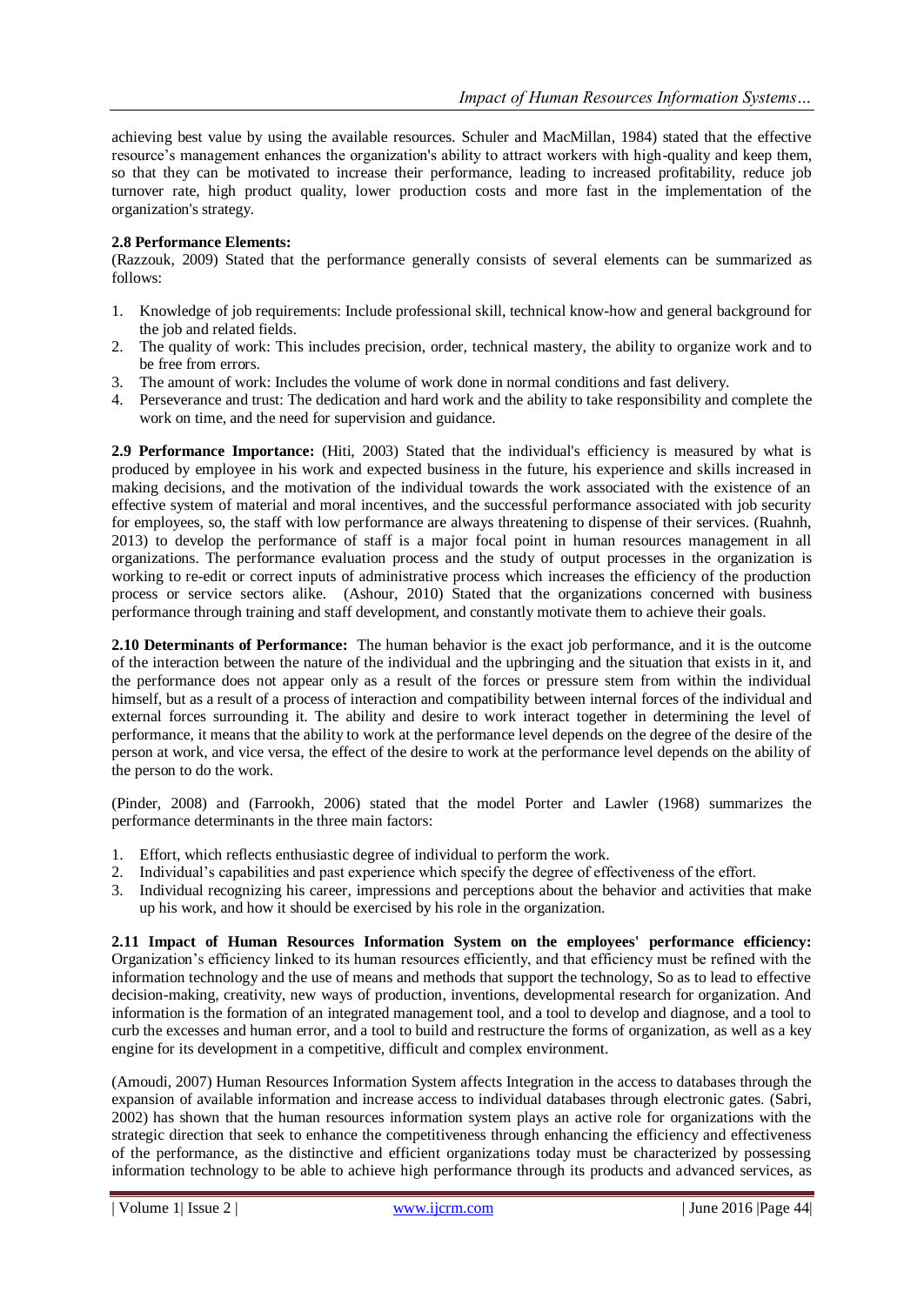achieving best value by using the available resources. Schuler and MacMillan, 1984) stated that the effective resource's management enhances the organization's ability to attract workers with high-quality and keep them, so that they can be motivated to increase their performance, leading to increased profitability, reduce job turnover rate, high product quality, lower production costs and more fast in the implementation of the organization's strategy.

### 2.8 Performance Elements:

(Razzouk, 2009) Stated that the performance generally consists of several elements can be summarized as follows:

1. Knowledge of job requirements: Include professional skill, technical know-how and general background for the job and related fields.
2. The quality of work: This includes precision, order, technical mastery, the ability to organize work and to be free from errors.
3. The amount of work: Includes the volume of work done in normal conditions and fast delivery.
4. Perseverance and trust: The dedication and hard work and the ability to take responsibility and complete the work on time, and the need for supervision and guidance.

**2.9 Performance Importance:** (Hiti, 2003) Stated that the individual's efficiency is measured by what is produced by employee in his work and expected business in the future, his experience and skills increased in making decisions, and the motivation of the individual towards the work associated with the existence of an effective system of material and moral incentives, and the successful performance associated with job security for employees, so, the staff with low performance are always threatening to dispense of their services. (Ruahnh, 2013) to develop the performance of staff is a major focal point in human resources management in all organizations. The performance evaluation process and the study of output processes in the organization is working to re-edit or correct inputs of administrative process which increases the efficiency of the production process or service sectors alike. (Ashour, 2010) Stated that the organizations concerned with business performance through training and staff development, and constantly motivate them to achieve their goals.

**2.10 Determinants of Performance:** The human behavior is the exact job performance, and it is the outcome of the interaction between the nature of the individual and the upbringing and the situation that exists in it, and the performance does not appear only as a result of the forces or pressure stem from within the individual himself, but as a result of a process of interaction and compatibility between internal forces of the individual and external forces surrounding it. The ability and desire to work interact together in determining the level of performance, it means that the ability to work at the performance level depends on the degree of the desire of the person at work, and vice versa, the effect of the desire to work at the performance level depends on the ability of the person to do the work.

(Pinder, 2008) and (Farrookh, 2006) stated that the model Porter and Lawler (1968) summarizes the performance determinants in the three main factors:

1. Effort, which reflects enthusiastic degree of individual to perform the work.
2. Individual's capabilities and past experience which specify the degree of effectiveness of the effort.
3. Individual recognizing his career, impressions and perceptions about the behavior and activities that make up his work, and how it should be exercised by his role in the organization.

**2.11 Impact of Human Resources Information System on the employees' performance efficiency:** Organization's efficiency linked to its human resources efficiently, and that efficiency must be refined with the information technology and the use of means and methods that support the technology, So as to lead to effective decision-making, creativity, new ways of production, inventions, developmental research for organization. And information is the formation of an integrated management tool, and a tool to develop and diagnose, and a tool to curb the excesses and human error, and a tool to build and restructure the forms of organization, as well as a key engine for its development in a competitive, difficult and complex environment.

(Amoudi, 2007) Human Resources Information System affects Integration in the access to databases through the expansion of available information and increase access to individual databases through electronic gates. (Sabri, 2002) has shown that the human resources information system plays an active role for organizations with the strategic direction that seek to enhance the competitiveness through enhancing the efficiency and effectiveness of the performance, as the distinctive and efficient organizations today must be characterized by possessing information technology to be able to achieve high performance through its products and advanced services, as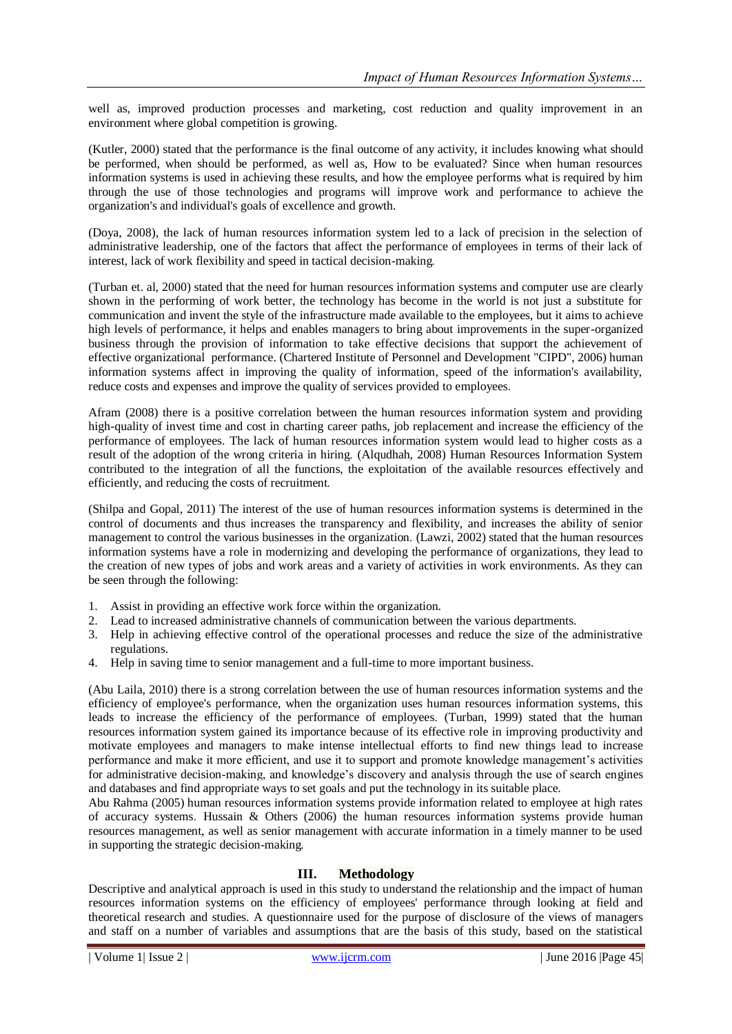well as, improved production processes and marketing, cost reduction and quality improvement in an environment where global competition is growing.

(Kutler, 2000) stated that the performance is the final outcome of any activity, it includes knowing what should be performed, when should be performed, as well as, How to be evaluated? Since when human resources information systems is used in achieving these results, and how the employee performs what is required by him through the use of those technologies and programs will improve work and performance to achieve the organization's and individual's goals of excellence and growth.

(Doya, 2008), the lack of human resources information system led to a lack of precision in the selection of administrative leadership, one of the factors that affect the performance of employees in terms of their lack of interest, lack of work flexibility and speed in tactical decision-making.

(Turban et. al, 2000) stated that the need for human resources information systems and computer use are clearly shown in the performing of work better, the technology has become in the world is not just a substitute for communication and invent the style of the infrastructure made available to the employees, but it aims to achieve high levels of performance, it helps and enables managers to bring about improvements in the super-organized business through the provision of information to take effective decisions that support the achievement of effective organizational performance. (Chartered Institute of Personnel and Development "CIPD", 2006) human information systems affect in improving the quality of information, speed of the information's availability, reduce costs and expenses and improve the quality of services provided to employees.

Afram (2008) there is a positive correlation between the human resources information system and providing high-quality of invest time and cost in charting career paths, job replacement and increase the efficiency of the performance of employees. The lack of human resources information system would lead to higher costs as a result of the adoption of the wrong criteria in hiring. (Alqudhah, 2008) Human Resources Information System contributed to the integration of all the functions, the exploitation of the available resources effectively and efficiently, and reducing the costs of recruitment.

(Shilpa and Gopal, 2011) The interest of the use of human resources information systems is determined in the control of documents and thus increases the transparency and flexibility, and increases the ability of senior management to control the various businesses in the organization. (Lawzi, 2002) stated that the human resources information systems have a role in modernizing and developing the performance of organizations, they lead to the creation of new types of jobs and work areas and a variety of activities in work environments. As they can be seen through the following:

1. Assist in providing an effective work force within the organization.
2. Lead to increased administrative channels of communication between the various departments.
3. Help in achieving effective control of the operational processes and reduce the size of the administrative regulations.
4. Help in saving time to senior management and a full-time to more important business.

(Abu Laila, 2010) there is a strong correlation between the use of human resources information systems and the efficiency of employee's performance, when the organization uses human resources information systems, this leads to increase the efficiency of the performance of employees. (Turban, 1999) stated that the human resources information system gained its importance because of its effective role in improving productivity and motivate employees and managers to make intense intellectual efforts to find new things lead to increase performance and make it more efficient, and use it to support and promote knowledge management's activities for administrative decision-making, and knowledge's discovery and analysis through the use of search engines and databases and find appropriate ways to set goals and put the technology in its suitable place.

Abu Rahma (2005) human resources information systems provide information related to employee at high rates of accuracy systems. Hussain & Others (2006) the human resources information systems provide human resources management, as well as senior management with accurate information in a timely manner to be used in supporting the strategic decision-making.

## III. Methodology

Descriptive and analytical approach is used in this study to understand the relationship and the impact of human resources information systems on the efficiency of employees' performance through looking at field and theoretical research and studies. A questionnaire used for the purpose of disclosure of the views of managers and staff on a number of variables and assumptions that are the basis of this study, based on the statistical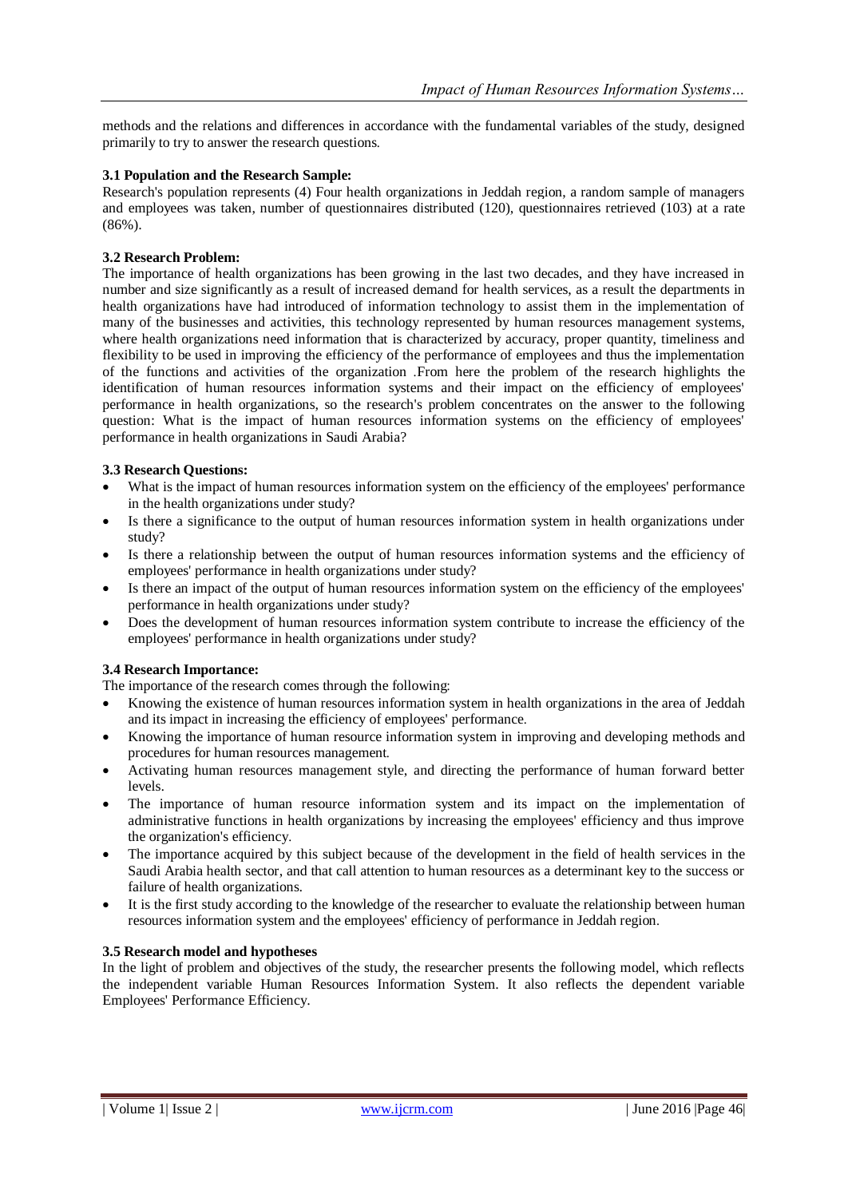methods and the relations and differences in accordance with the fundamental variables of the study, designed primarily to try to answer the research questions.

### 3.1 Population and the Research Sample:

Research's population represents (4) Four health organizations in Jeddah region, a random sample of managers and employees was taken, number of questionnaires distributed (120), questionnaires retrieved (103) at a rate (86%).

### 3.2 Research Problem:

The importance of health organizations has been growing in the last two decades, and they have increased in number and size significantly as a result of increased demand for health services, as a result the departments in health organizations have had introduced of information technology to assist them in the implementation of many of the businesses and activities, this technology represented by human resources management systems, where health organizations need information that is characterized by accuracy, proper quantity, timeliness and flexibility to be used in improving the efficiency of the performance of employees and thus the implementation of the functions and activities of the organization .From here the problem of the research highlights the identification of human resources information systems and their impact on the efficiency of employees' performance in health organizations, so the research's problem concentrates on the answer to the following question: What is the impact of human resources information systems on the efficiency of employees' performance in health organizations in Saudi Arabia?

### 3.3 Research Questions:

- What is the impact of human resources information system on the efficiency of the employees' performance in the health organizations under study?
- Is there a significance to the output of human resources information system in health organizations under study?
- Is there a relationship between the output of human resources information systems and the efficiency of employees' performance in health organizations under study?
- Is there an impact of the output of human resources information system on the efficiency of the employees' performance in health organizations under study?
- Does the development of human resources information system contribute to increase the efficiency of the employees' performance in health organizations under study?

### 3.4 Research Importance:

The importance of the research comes through the following:

- Knowing the existence of human resources information system in health organizations in the area of Jeddah and its impact in increasing the efficiency of employees' performance.
- Knowing the importance of human resource information system in improving and developing methods and procedures for human resources management.
- Activating human resources management style, and directing the performance of human forward better levels.
- The importance of human resource information system and its impact on the implementation of administrative functions in health organizations by increasing the employees' efficiency and thus improve the organization's efficiency.
- The importance acquired by this subject because of the development in the field of health services in the Saudi Arabia health sector, and that call attention to human resources as a determinant key to the success or failure of health organizations.
- It is the first study according to the knowledge of the researcher to evaluate the relationship between human resources information system and the employees' efficiency of performance in Jeddah region.

### 3.5 Research model and hypotheses

In the light of problem and objectives of the study, the researcher presents the following model, which reflects the independent variable Human Resources Information System. It also reflects the dependent variable Employees' Performance Efficiency.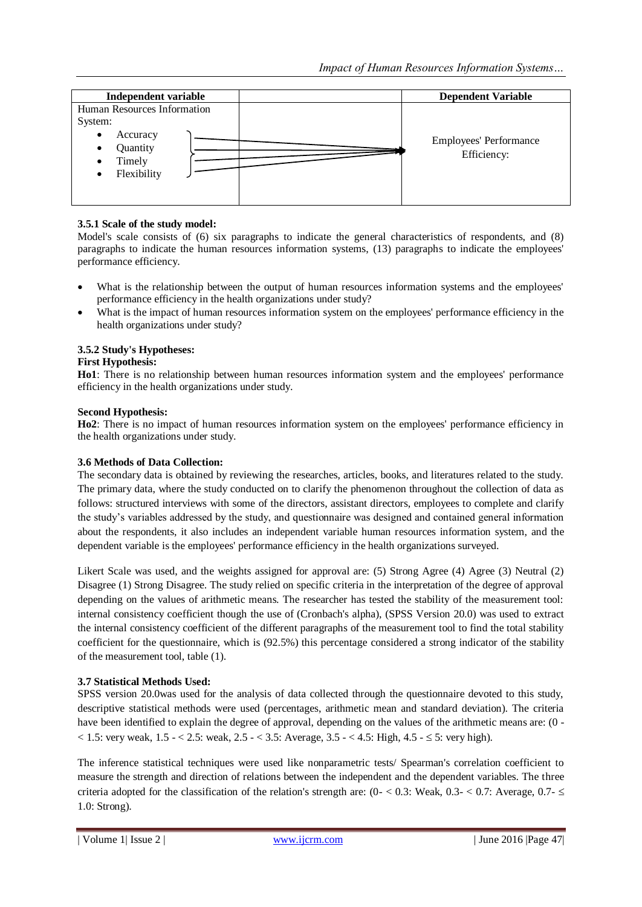| Independent variable | | Dependent Variable |
|---|---|---|
| Human Resources Information System:<br>• Accuracy<br>• Quantity<br>• Timely<br>• Flexibility | → | Employees' Performance Efficiency: |

### 3.5.1 Scale of the study model:

Model's scale consists of (6) six paragraphs to indicate the general characteristics of respondents, and (8) paragraphs to indicate the human resources information systems, (13) paragraphs to indicate the employees' performance efficiency.

- What is the relationship between the output of human resources information systems and the employees' performance efficiency in the health organizations under study?
- What is the impact of human resources information system on the employees' performance efficiency in the health organizations under study?

### 3.5.2 Study's Hypotheses:

**First Hypothesis:**

**Ho1**: There is no relationship between human resources information system and the employees' performance efficiency in the health organizations under study.

**Second Hypothesis:**

**Ho2**: There is no impact of human resources information system on the employees' performance efficiency in the health organizations under study.

### 3.6 Methods of Data Collection:

The secondary data is obtained by reviewing the researches, articles, books, and literatures related to the study. The primary data, where the study conducted on to clarify the phenomenon throughout the collection of data as follows: structured interviews with some of the directors, assistant directors, employees to complete and clarify the study's variables addressed by the study, and questionnaire was designed and contained general information about the respondents, it also includes an independent variable human resources information system, and the dependent variable is the employees' performance efficiency in the health organizations surveyed.

Likert Scale was used, and the weights assigned for approval are: (5) Strong Agree (4) Agree (3) Neutral (2) Disagree (1) Strong Disagree. The study relied on specific criteria in the interpretation of the degree of approval depending on the values of arithmetic means. The researcher has tested the stability of the measurement tool: internal consistency coefficient though the use of (Cronbach's alpha), (SPSS Version 20.0) was used to extract the internal consistency coefficient of the different paragraphs of the measurement tool to find the total stability coefficient for the questionnaire, which is (92.5%) this percentage considered a strong indicator of the stability of the measurement tool, table (1).

### 3.7 Statistical Methods Used:

SPSS version 20.0was used for the analysis of data collected through the questionnaire devoted to this study, descriptive statistical methods were used (percentages, arithmetic mean and standard deviation). The criteria have been identified to explain the degree of approval, depending on the values of the arithmetic means are: (0 - < 1.5: very weak, 1.5 - < 2.5: weak, 2.5 - < 3.5: Average, 3.5 - < 4.5: High, 4.5 - ≤ 5: very high).

The inference statistical techniques were used like nonparametric tests/ Spearman's correlation coefficient to measure the strength and direction of relations between the independent and the dependent variables. The three criteria adopted for the classification of the relation's strength are: (0- < 0.3: Weak, 0.3- < 0.7: Average, 0.7- ≤ 1.0: Strong).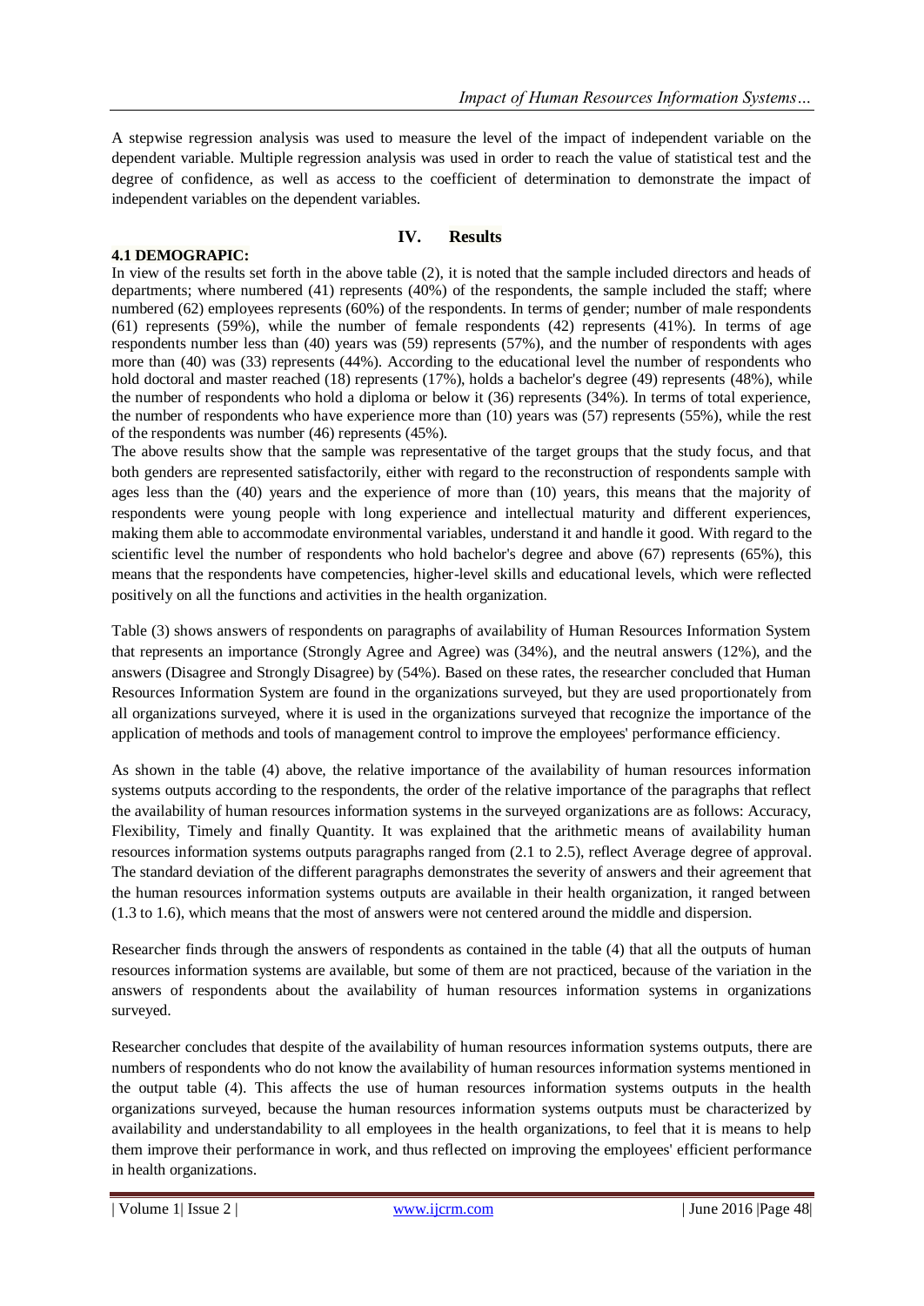A stepwise regression analysis was used to measure the level of the impact of independent variable on the dependent variable. Multiple regression analysis was used in order to reach the value of statistical test and the degree of confidence, as well as access to the coefficient of determination to demonstrate the impact of independent variables on the dependent variables.

# IV. Results

**4.1 DEMOGRAPIC:**

In view of the results set forth in the above table (2), it is noted that the sample included directors and heads of departments; where numbered (41) represents (40%) of the respondents, the sample included the staff; where numbered (62) employees represents (60%) of the respondents. In terms of gender; number of male respondents (61) represents (59%), while the number of female respondents (42) represents (41%). In terms of age respondents number less than (40) years was (59) represents (57%), and the number of respondents with ages more than (40) was (33) represents (44%). According to the educational level the number of respondents who hold doctoral and master reached (18) represents (17%), holds a bachelor's degree (49) represents (48%), while the number of respondents who hold a diploma or below it (36) represents (34%). In terms of total experience, the number of respondents who have experience more than (10) years was (57) represents (55%), while the rest of the respondents was number (46) represents (45%).

The above results show that the sample was representative of the target groups that the study focus, and that both genders are represented satisfactorily, either with regard to the reconstruction of respondents sample with ages less than the (40) years and the experience of more than (10) years, this means that the majority of respondents were young people with long experience and intellectual maturity and different experiences, making them able to accommodate environmental variables, understand it and handle it good. With regard to the scientific level the number of respondents who hold bachelor's degree and above (67) represents (65%), this means that the respondents have competencies, higher-level skills and educational levels, which were reflected positively on all the functions and activities in the health organization.

Table (3) shows answers of respondents on paragraphs of availability of Human Resources Information System that represents an importance (Strongly Agree and Agree) was (34%), and the neutral answers (12%), and the answers (Disagree and Strongly Disagree) by (54%). Based on these rates, the researcher concluded that Human Resources Information System are found in the organizations surveyed, but they are used proportionately from all organizations surveyed, where it is used in the organizations surveyed that recognize the importance of the application of methods and tools of management control to improve the employees' performance efficiency.

As shown in the table (4) above, the relative importance of the availability of human resources information systems outputs according to the respondents, the order of the relative importance of the paragraphs that reflect the availability of human resources information systems in the surveyed organizations are as follows: Accuracy, Flexibility, Timely and finally Quantity. It was explained that the arithmetic means of availability human resources information systems outputs paragraphs ranged from (2.1 to 2.5), reflect Average degree of approval. The standard deviation of the different paragraphs demonstrates the severity of answers and their agreement that the human resources information systems outputs are available in their health organization, it ranged between (1.3 to 1.6), which means that the most of answers were not centered around the middle and dispersion.

Researcher finds through the answers of respondents as contained in the table (4) that all the outputs of human resources information systems are available, but some of them are not practiced, because of the variation in the answers of respondents about the availability of human resources information systems in organizations surveyed.

Researcher concludes that despite of the availability of human resources information systems outputs, there are numbers of respondents who do not know the availability of human resources information systems mentioned in the output table (4). This affects the use of human resources information systems outputs in the health organizations surveyed, because the human resources information systems outputs must be characterized by availability and understandability to all employees in the health organizations, to feel that it is means to help them improve their performance in work, and thus reflected on improving the employees' efficient performance in health organizations.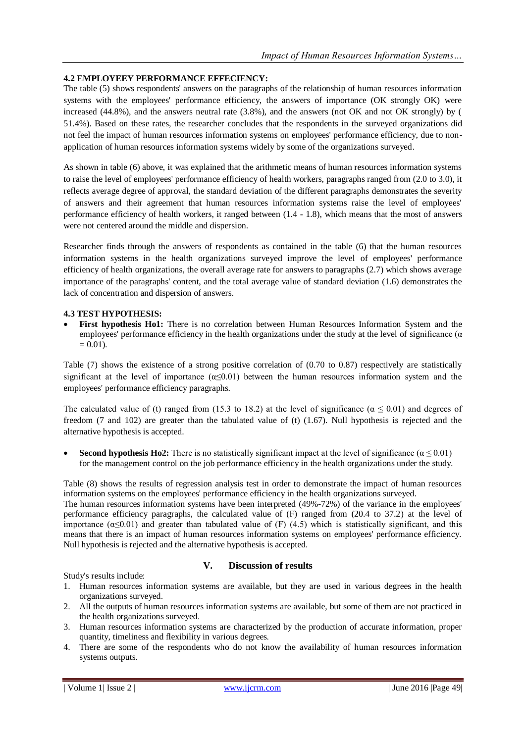### 4.2 EMPLOYEEY PERFORMANCE EFFECIENCY:

The table (5) shows respondents' answers on the paragraphs of the relationship of human resources information systems with the employees' performance efficiency, the answers of importance (OK strongly OK) were increased (44.8%), and the answers neutral rate (3.8%), and the answers (not OK and not OK strongly) by ( 51.4%). Based on these rates, the researcher concludes that the respondents in the surveyed organizations did not feel the impact of human resources information systems on employees' performance efficiency, due to non-application of human resources information systems widely by some of the organizations surveyed.

As shown in table (6) above, it was explained that the arithmetic means of human resources information systems to raise the level of employees' performance efficiency of health workers, paragraphs ranged from (2.0 to 3.0), it reflects average degree of approval, the standard deviation of the different paragraphs demonstrates the severity of answers and their agreement that human resources information systems raise the level of employees' performance efficiency of health workers, it ranged between (1.4 - 1.8), which means that the most of answers were not centered around the middle and dispersion.

Researcher finds through the answers of respondents as contained in the table (6) that the human resources information systems in the health organizations surveyed improve the level of employees' performance efficiency of health organizations, the overall average rate for answers to paragraphs (2.7) which shows average importance of the paragraphs' content, and the total average value of standard deviation (1.6) demonstrates the lack of concentration and dispersion of answers.

### 4.3 TEST HYPOTHESIS:

- **First hypothesis Ho1:** There is no correlation between Human Resources Information System and the employees' performance efficiency in the health organizations under the study at the level of significance ($\alpha = 0.01$).

Table (7) shows the existence of a strong positive correlation of (0.70 to 0.87) respectively are statistically significant at the level of importance ($\alpha \leq 0.01$) between the human resources information system and the employees' performance efficiency paragraphs.

The calculated value of (t) ranged from (15.3 to 18.2) at the level of significance ($\alpha \leq 0.01$) and degrees of freedom (7 and 102) are greater than the tabulated value of (t) (1.67). Null hypothesis is rejected and the alternative hypothesis is accepted.

- **Second hypothesis Ho2:** There is no statistically significant impact at the level of significance ($\alpha \leq 0.01$) for the management control on the job performance efficiency in the health organizations under the study.

Table (8) shows the results of regression analysis test in order to demonstrate the impact of human resources information systems on the employees' performance efficiency in the health organizations surveyed.
The human resources information systems have been interpreted (49%-72%) of the variance in the employees' performance efficiency paragraphs, the calculated value of (F) ranged from (20.4 to 37.2) at the level of importance ($\alpha \leq 0.01$) and greater than tabulated value of (F) (4.5) which is statistically significant, and this means that there is an impact of human resources information systems on employees' performance efficiency. Null hypothesis is rejected and the alternative hypothesis is accepted.

## V. Discussion of results

Study's results include:

1. Human resources information systems are available, but they are used in various degrees in the health organizations surveyed.
2. All the outputs of human resources information systems are available, but some of them are not practiced in the health organizations surveyed.
3. Human resources information systems are characterized by the production of accurate information, proper quantity, timeliness and flexibility in various degrees.
4. There are some of the respondents who do not know the availability of human resources information systems outputs.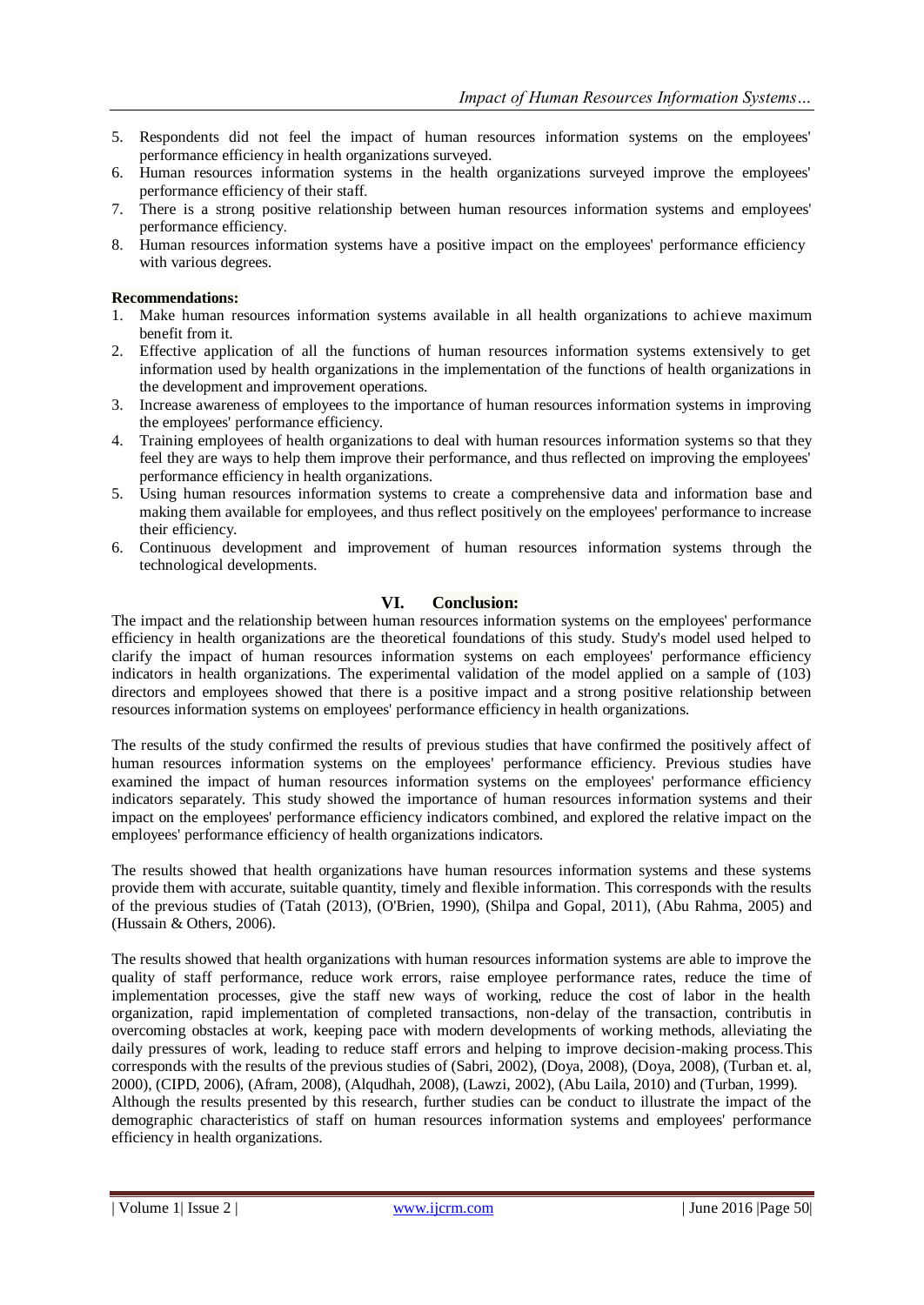5. Respondents did not feel the impact of human resources information systems on the employees' performance efficiency in health organizations surveyed.
6. Human resources information systems in the health organizations surveyed improve the employees' performance efficiency of their staff.
7. There is a strong positive relationship between human resources information systems and employees' performance efficiency.
8. Human resources information systems have a positive impact on the employees' performance efficiency with various degrees.

**Recommendations:**

1. Make human resources information systems available in all health organizations to achieve maximum benefit from it.
2. Effective application of all the functions of human resources information systems extensively to get information used by health organizations in the implementation of the functions of health organizations in the development and improvement operations.
3. Increase awareness of employees to the importance of human resources information systems in improving the employees' performance efficiency.
4. Training employees of health organizations to deal with human resources information systems so that they feel they are ways to help them improve their performance, and thus reflected on improving the employees' performance efficiency in health organizations.
5. Using human resources information systems to create a comprehensive data and information base and making them available for employees, and thus reflect positively on the employees' performance to increase their efficiency.
6. Continuous development and improvement of human resources information systems through the technological developments.

## VI. Conclusion:

The impact and the relationship between human resources information systems on the employees' performance efficiency in health organizations are the theoretical foundations of this study. Study's model used helped to clarify the impact of human resources information systems on each employees' performance efficiency indicators in health organizations. The experimental validation of the model applied on a sample of (103) directors and employees showed that there is a positive impact and a strong positive relationship between resources information systems on employees' performance efficiency in health organizations.

The results of the study confirmed the results of previous studies that have confirmed the positively affect of human resources information systems on the employees' performance efficiency. Previous studies have examined the impact of human resources information systems on the employees' performance efficiency indicators separately. This study showed the importance of human resources information systems and their impact on the employees' performance efficiency indicators combined, and explored the relative impact on the employees' performance efficiency of health organizations indicators.

The results showed that health organizations have human resources information systems and these systems provide them with accurate, suitable quantity, timely and flexible information. This corresponds with the results of the previous studies of (Tatah (2013), (O'Brien, 1990), (Shilpa and Gopal, 2011), (Abu Rahma, 2005) and (Hussain & Others, 2006).

The results showed that health organizations with human resources information systems are able to improve the quality of staff performance, reduce work errors, raise employee performance rates, reduce the time of implementation processes, give the staff new ways of working, reduce the cost of labor in the health organization, rapid implementation of completed transactions, non-delay of the transaction, contributis in overcoming obstacles at work, keeping pace with modern developments of working methods, alleviating the daily pressures of work, leading to reduce staff errors and helping to improve decision-making process.This corresponds with the results of the previous studies of (Sabri, 2002), (Doya, 2008), (Doya, 2008), (Turban et. al, 2000), (CIPD, 2006), (Afram, 2008), (Alqudhah, 2008), (Lawzi, 2002), (Abu Laila, 2010) and (Turban, 1999).
Although the results presented by this research, further studies can be conduct to illustrate the impact of the demographic characteristics of staff on human resources information systems and employees' performance efficiency in health organizations.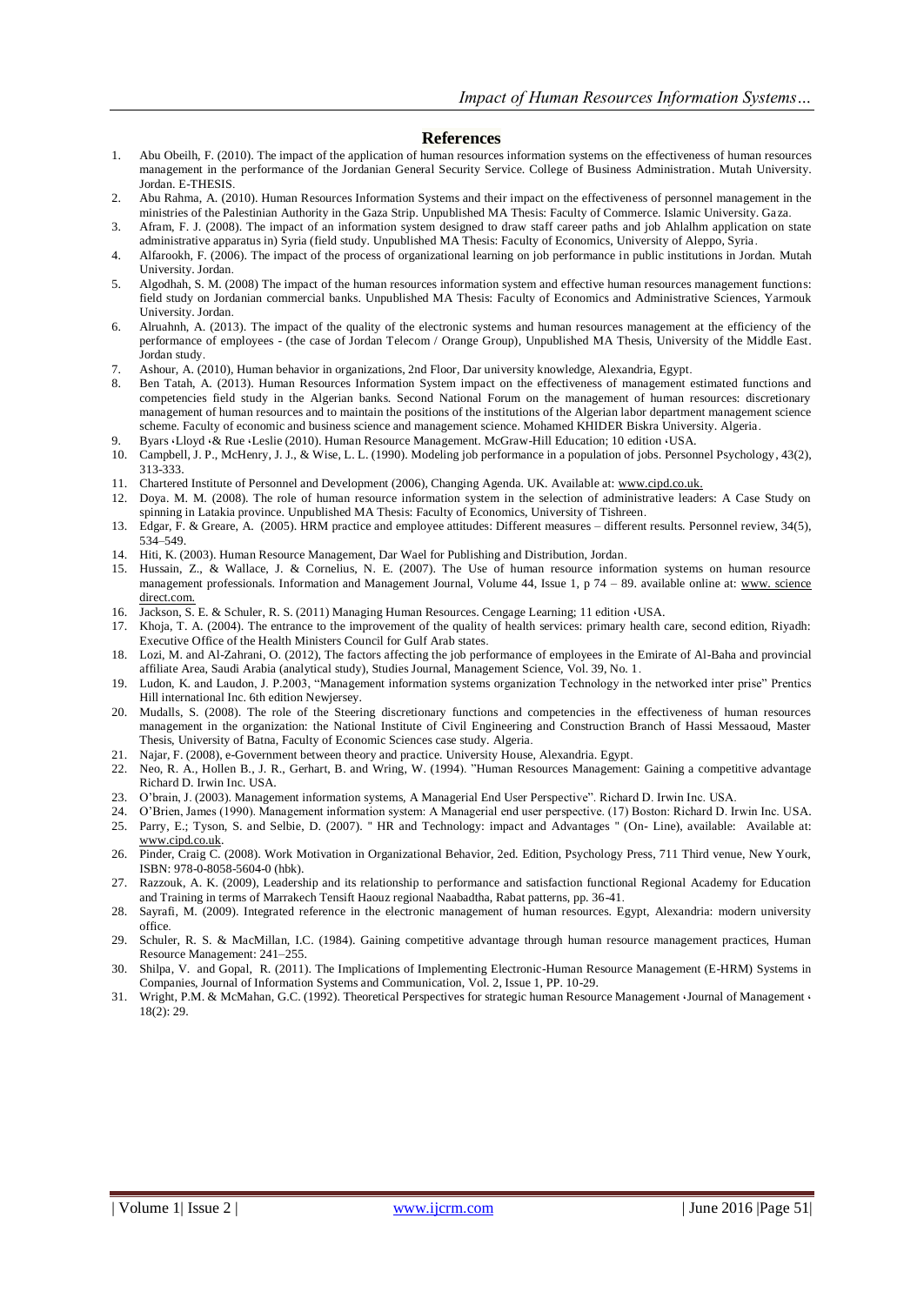## References

1. Abu Obeilh, F. (2010). The impact of the application of human resources information systems on the effectiveness of human resources management in the performance of the Jordanian General Security Service. College of Business Administration. Mutah University. Jordan. E-THESIS.
2. Abu Rahma, A. (2010). Human Resources Information Systems and their impact on the effectiveness of personnel management in the ministries of the Palestinian Authority in the Gaza Strip. Unpublished MA Thesis: Faculty of Commerce. Islamic University. Gaza.
3. Afram, F. J. (2008). The impact of an information system designed to draw staff career paths and job Ahlalhm application on state administrative apparatus in) Syria (field study. Unpublished MA Thesis: Faculty of Economics, University of Aleppo, Syria.
4. Alfarookh, F. (2006). The impact of the process of organizational learning on job performance in public institutions in Jordan. Mutah University. Jordan.
5. Algodhah, S. M. (2008) The impact of the human resources information system and effective human resources management functions: field study on Jordanian commercial banks. Unpublished MA Thesis: Faculty of Economics and Administrative Sciences, Yarmouk University. Jordan.
6. Alruahnh, A. (2013). The impact of the quality of the electronic systems and human resources management at the efficiency of the performance of employees - (the case of Jordan Telecom / Orange Group), Unpublished MA Thesis, University of the Middle East. Jordan study.
7. Ashour, A. (2010), Human behavior in organizations, 2nd Floor, Dar university knowledge, Alexandria, Egypt.
8. Ben Tatah, A. (2013). Human Resources Information System impact on the effectiveness of management estimated functions and competencies field study in the Algerian banks. Second National Forum on the management of human resources: discretionary management of human resources and to maintain the positions of the institutions of the Algerian labor department management science scheme. Faculty of economic and business science and management science. Mohamed KHIDER Biskra University. Algeria.
9. Byars ،Lloyd ،& Rue ،Leslie (2010). Human Resource Management. McGraw-Hill Education; 10 edition ،USA.
10. Campbell, J. P., McHenry, J. J., & Wise, L. L. (1990). Modeling job performance in a population of jobs. Personnel Psychology, 43(2), 313-333.
11. Chartered Institute of Personnel and Development (2006), Changing Agenda. UK. Available at: www.cipd.co.uk.
12. Doya. M. M. (2008). The role of human resource information system in the selection of administrative leaders: A Case Study on spinning in Latakia province. Unpublished MA Thesis: Faculty of Economics, University of Tishreen.
13. Edgar, F. & Greare, A. (2005). HRM practice and employee attitudes: Different measures – different results. Personnel review, 34(5), 534–549.
14. Hiti, K. (2003). Human Resource Management, Dar Wael for Publishing and Distribution, Jordan.
15. Hussain, Z., & Wallace, J. & Cornelius, N. E. (2007). The Use of human resource information systems on human resource management professionals. Information and Management Journal, Volume 44, Issue 1, p 74 – 89. available online at: www. science direct.com.
16. Jackson, S. E. & Schuler, R. S. (2011) Managing Human Resources. Cengage Learning; 11 edition ،USA.
17. Khoja, T. A. (2004). The entrance to the improvement of the quality of health services: primary health care, second edition, Riyadh: Executive Office of the Health Ministers Council for Gulf Arab states.
18. Lozi, M. and Al-Zahrani, O. (2012), The factors affecting the job performance of employees in the Emirate of Al-Baha and provincial affiliate Area, Saudi Arabia (analytical study), Studies Journal, Management Science, Vol. 39, No. 1.
19. Ludon, K. and Laudon, J. P.2003, "Management information systems organization Technology in the networked inter prise" Prentics Hill international Inc. 6th edition Newjersey.
20. Mudalls, S. (2008). The role of the Steering discretionary functions and competencies in the effectiveness of human resources management in the organization: the National Institute of Civil Engineering and Construction Branch of Hassi Messaoud, Master Thesis, University of Batna, Faculty of Economic Sciences case study. Algeria.
21. Najar, F. (2008), e-Government between theory and practice. University House, Alexandria. Egypt.
22. Neo, R. A., Hollen B., J. R., Gerhart, B. and Wring, W. (1994). "Human Resources Management: Gaining a competitive advantage Richard D. Irwin Inc. USA.
23. O'brain, J. (2003). Management information systems, A Managerial End User Perspective". Richard D. Irwin Inc. USA.
24. O'Brien, James (1990). Management information system: A Managerial end user perspective. (17) Boston: Richard D. Irwin Inc. USA.
25. Parry, E.; Tyson, S. and Selbie, D. (2007). " HR and Technology: impact and Advantages " (On- Line), available: Available at: www.cipd.co.uk.
26. Pinder, Craig C. (2008). Work Motivation in Organizational Behavior, 2ed. Edition, Psychology Press, 711 Third venue, New Yourk, ISBN: 978-0-8058-5604-0 (hbk).
27. Razzouk, A. K. (2009), Leadership and its relationship to performance and satisfaction functional Regional Academy for Education and Training in terms of Marrakech Tensift Haouz regional Naabadtha, Rabat patterns, pp. 36-41.
28. Sayrafi, M. (2009). Integrated reference in the electronic management of human resources. Egypt, Alexandria: modern university office.
29. Schuler, R. S. & MacMillan, I.C. (1984). Gaining competitive advantage through human resource management practices, Human Resource Management: 241–255.
30. Shilpa, V. and Gopal, R. (2011). The Implications of Implementing Electronic-Human Resource Management (E-HRM) Systems in Companies, Journal of Information Systems and Communication, Vol. 2, Issue 1, PP. 10-29.
31. Wright, P.M. & McMahan, G.C. (1992). Theoretical Perspectives for strategic human Resource Management ،Journal of Management ، 18(2): 29.